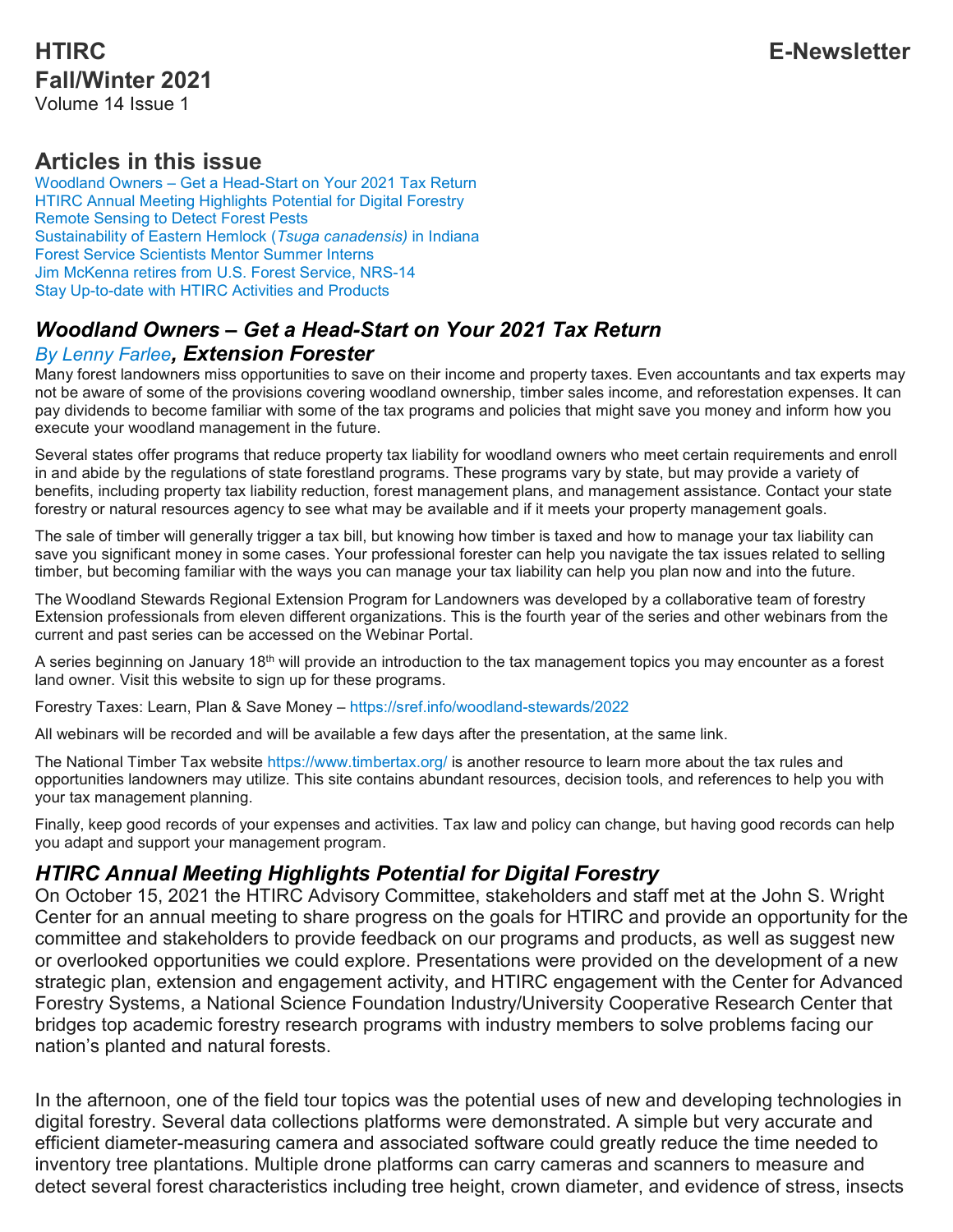# HTIRC E-Newsletter

## Fall/Winter 2021

Volume 14 Issue 1

## Articles in this issue

- Woodland Owners – Get a Head-Start on Your 2021 Tax Return
- HTIRC Annual Meeting Highlights Potential for Digital Forestry
- Remote Sensing to Detect Forest Pests
- Sustainability of Eastern Hemlock (*Tsuga canadensis)* in Indiana
- Forest Service Scientists Mentor Summer Interns
- Jim McKenna retires from U.S. Forest Service, NRS-14
- Stay Up-to-date with HTIRC Activities and Products

## *Woodland Owners – Get a Head-Start on Your 2021 Tax Return*

***By Lenny Farlee, Extension Forester***

Many forest landowners miss opportunities to save on their income and property taxes. Even accountants and tax experts may not be aware of some of the provisions covering woodland ownership, timber sales income, and reforestation expenses. It can pay dividends to become familiar with some of the tax programs and policies that might save you money and inform how you execute your woodland management in the future.

Several states offer programs that reduce property tax liability for woodland owners who meet certain requirements and enroll in and abide by the regulations of state forestland programs. These programs vary by state, but may provide a variety of benefits, including property tax liability reduction, forest management plans, and management assistance. Contact your state forestry or natural resources agency to see what may be available and if it meets your property management goals.

The sale of timber will generally trigger a tax bill, but knowing how timber is taxed and how to manage your tax liability can save you significant money in some cases. Your professional forester can help you navigate the tax issues related to selling timber, but becoming familiar with the ways you can manage your tax liability can help you plan now and into the future.

The Woodland Stewards Regional Extension Program for Landowners was developed by a collaborative team of forestry Extension professionals from eleven different organizations. This is the fourth year of the series and other webinars from the current and past series can be accessed on the Webinar Portal.

A series beginning on January 18th will provide an introduction to the tax management topics you may encounter as a forest land owner. Visit this website to sign up for these programs.

Forestry Taxes: Learn, Plan & Save Money – https://sref.info/woodland-stewards/2022

All webinars will be recorded and will be available a few days after the presentation, at the same link.

The National Timber Tax website https://www.timbertax.org/ is another resource to learn more about the tax rules and opportunities landowners may utilize. This site contains abundant resources, decision tools, and references to help you with your tax management planning.

Finally, keep good records of your expenses and activities. Tax law and policy can change, but having good records can help you adapt and support your management program.

## *HTIRC Annual Meeting Highlights Potential for Digital Forestry*

On October 15, 2021 the HTIRC Advisory Committee, stakeholders and staff met at the John S. Wright Center for an annual meeting to share progress on the goals for HTIRC and provide an opportunity for the committee and stakeholders to provide feedback on our programs and products, as well as suggest new or overlooked opportunities we could explore. Presentations were provided on the development of a new strategic plan, extension and engagement activity, and HTIRC engagement with the Center for Advanced Forestry Systems, a National Science Foundation Industry/University Cooperative Research Center that bridges top academic forestry research programs with industry members to solve problems facing our nation's planted and natural forests.

In the afternoon, one of the field tour topics was the potential uses of new and developing technologies in digital forestry. Several data collections platforms were demonstrated. A simple but very accurate and efficient diameter-measuring camera and associated software could greatly reduce the time needed to inventory tree plantations. Multiple drone platforms can carry cameras and scanners to measure and detect several forest characteristics including tree height, crown diameter, and evidence of stress, insects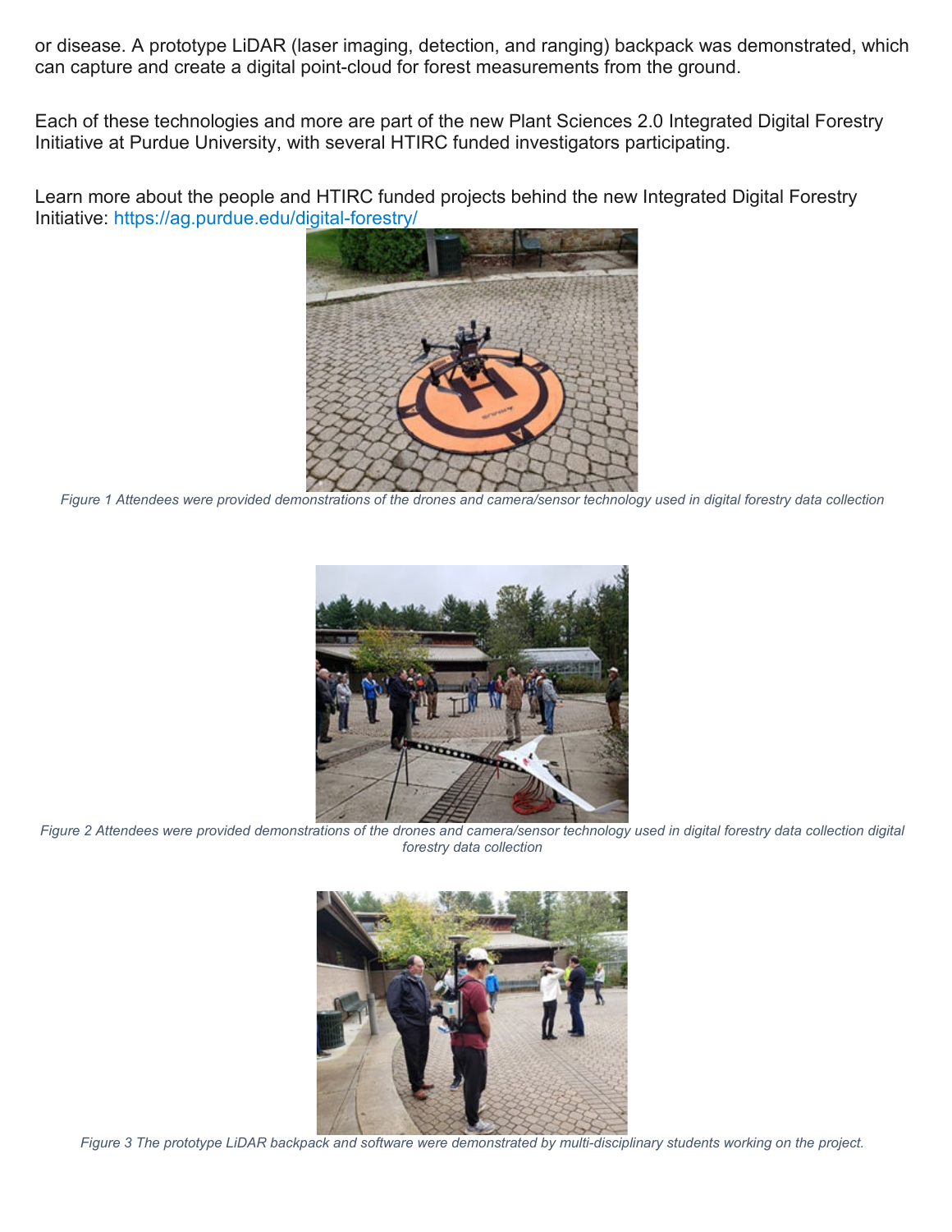or disease. A prototype LiDAR (laser imaging, detection, and ranging) backpack was demonstrated, which can capture and create a digital point-cloud for forest measurements from the ground.

Each of these technologies and more are part of the new Plant Sciences 2.0 Integrated Digital Forestry Initiative at Purdue University, with several HTIRC funded investigators participating.

Learn more about the people and HTIRC funded projects behind the new Integrated Digital Forestry Initiative: https://ag.purdue.edu/digital-forestry/

*Figure 1 Attendees were provided demonstrations of the drones and camera/sensor technology used in digital forestry data collection*

*Figure 2 Attendees were provided demonstrations of the drones and camera/sensor technology used in digital forestry data collection digital forestry data collection*

*Figure 3 The prototype LiDAR backpack and software were demonstrated by multi-disciplinary students working on the project.*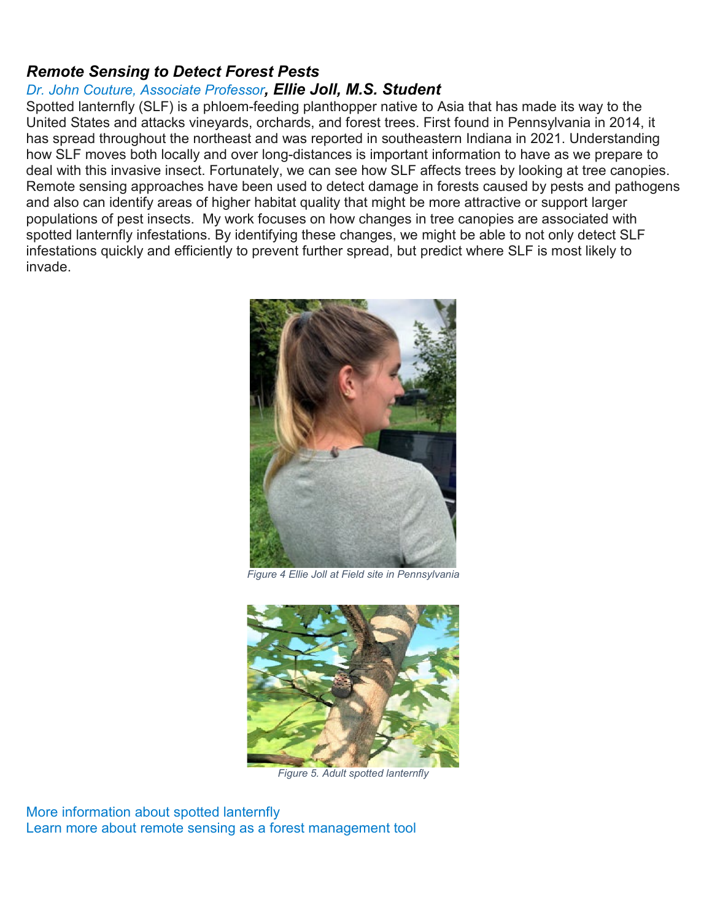### *Remote Sensing to Detect Forest Pests*

*Dr. John Couture, Associate Professor**, Ellie Joll, M.S. Student***

Spotted lanternfly (SLF) is a phloem-feeding planthopper native to Asia that has made its way to the United States and attacks vineyards, orchards, and forest trees. First found in Pennsylvania in 2014, it has spread throughout the northeast and was reported in southeastern Indiana in 2021. Understanding how SLF moves both locally and over long-distances is important information to have as we prepare to deal with this invasive insect. Fortunately, we can see how SLF affects trees by looking at tree canopies. Remote sensing approaches have been used to detect damage in forests caused by pests and pathogens and also can identify areas of higher habitat quality that might be more attractive or support larger populations of pest insects. My work focuses on how changes in tree canopies are associated with spotted lanternfly infestations. By identifying these changes, we might be able to not only detect SLF infestations quickly and efficiently to prevent further spread, but predict where SLF is most likely to invade.

*Figure 4 Ellie Joll at Field site in Pennsylvania*

*Figure 5. Adult spotted lanternfly*

More information about spotted lanternfly

Learn more about remote sensing as a forest management tool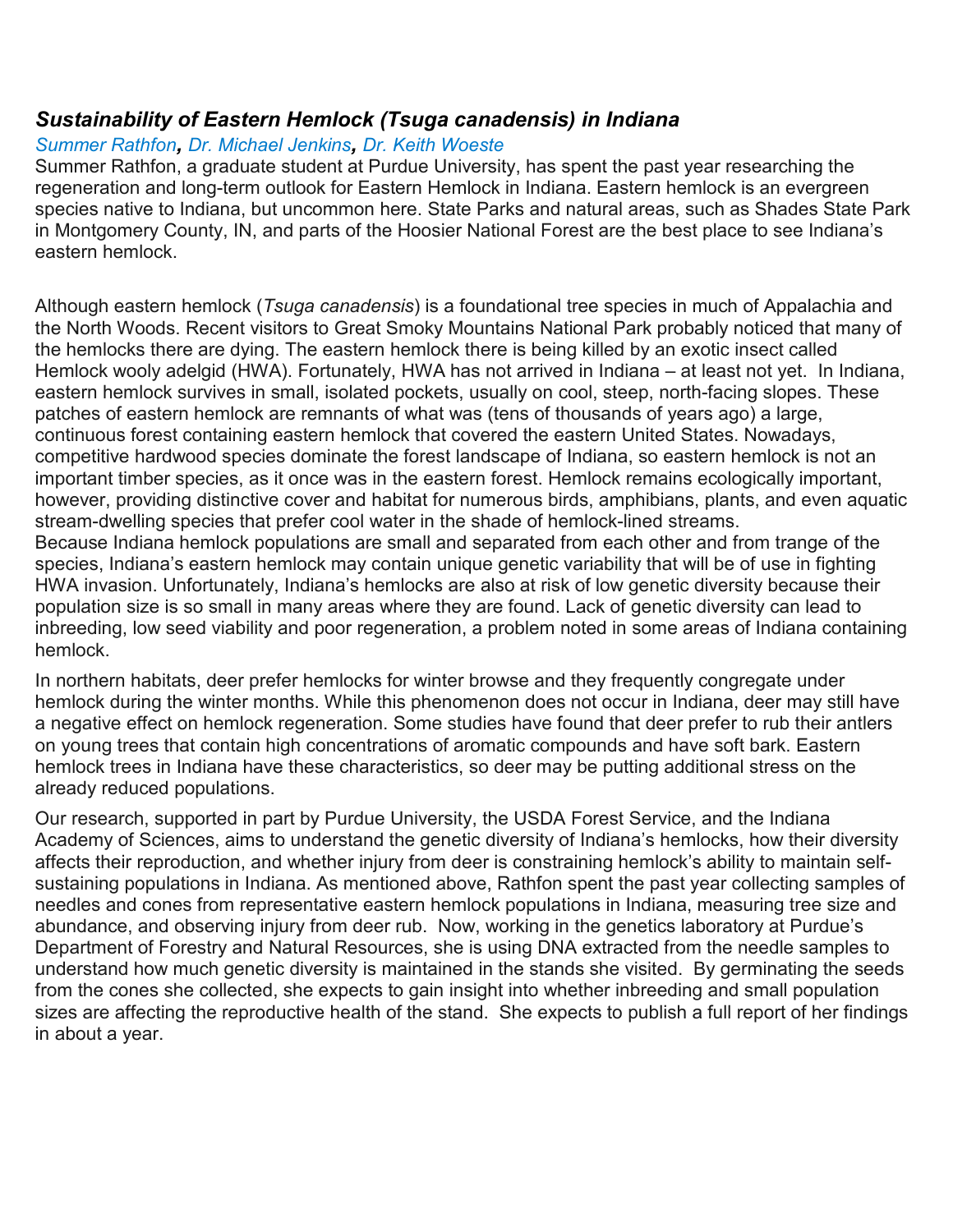## *Sustainability of Eastern Hemlock (Tsuga canadensis) in Indiana*

*Summer Rathfon, Dr. Michael Jenkins, Dr. Keith Woeste*

Summer Rathfon, a graduate student at Purdue University, has spent the past year researching the regeneration and long-term outlook for Eastern Hemlock in Indiana. Eastern hemlock is an evergreen species native to Indiana, but uncommon here. State Parks and natural areas, such as Shades State Park in Montgomery County, IN, and parts of the Hoosier National Forest are the best place to see Indiana's eastern hemlock.

Although eastern hemlock (*Tsuga canadensis*) is a foundational tree species in much of Appalachia and the North Woods. Recent visitors to Great Smoky Mountains National Park probably noticed that many of the hemlocks there are dying. The eastern hemlock there is being killed by an exotic insect called Hemlock wooly adelgid (HWA). Fortunately, HWA has not arrived in Indiana – at least not yet. In Indiana, eastern hemlock survives in small, isolated pockets, usually on cool, steep, north-facing slopes. These patches of eastern hemlock are remnants of what was (tens of thousands of years ago) a large, continuous forest containing eastern hemlock that covered the eastern United States. Nowadays, competitive hardwood species dominate the forest landscape of Indiana, so eastern hemlock is not an important timber species, as it once was in the eastern forest. Hemlock remains ecologically important, however, providing distinctive cover and habitat for numerous birds, amphibians, plants, and even aquatic stream-dwelling species that prefer cool water in the shade of hemlock-lined streams.
Because Indiana hemlock populations are small and separated from each other and from trange of the species, Indiana's eastern hemlock may contain unique genetic variability that will be of use in fighting HWA invasion. Unfortunately, Indiana's hemlocks are also at risk of low genetic diversity because their population size is so small in many areas where they are found. Lack of genetic diversity can lead to inbreeding, low seed viability and poor regeneration, a problem noted in some areas of Indiana containing hemlock.

In northern habitats, deer prefer hemlocks for winter browse and they frequently congregate under hemlock during the winter months. While this phenomenon does not occur in Indiana, deer may still have a negative effect on hemlock regeneration. Some studies have found that deer prefer to rub their antlers on young trees that contain high concentrations of aromatic compounds and have soft bark. Eastern hemlock trees in Indiana have these characteristics, so deer may be putting additional stress on the already reduced populations.

Our research, supported in part by Purdue University, the USDA Forest Service, and the Indiana Academy of Sciences, aims to understand the genetic diversity of Indiana's hemlocks, how their diversity affects their reproduction, and whether injury from deer is constraining hemlock's ability to maintain self-sustaining populations in Indiana. As mentioned above, Rathfon spent the past year collecting samples of needles and cones from representative eastern hemlock populations in Indiana, measuring tree size and abundance, and observing injury from deer rub. Now, working in the genetics laboratory at Purdue's Department of Forestry and Natural Resources, she is using DNA extracted from the needle samples to understand how much genetic diversity is maintained in the stands she visited. By germinating the seeds from the cones she collected, she expects to gain insight into whether inbreeding and small population sizes are affecting the reproductive health of the stand. She expects to publish a full report of her findings in about a year.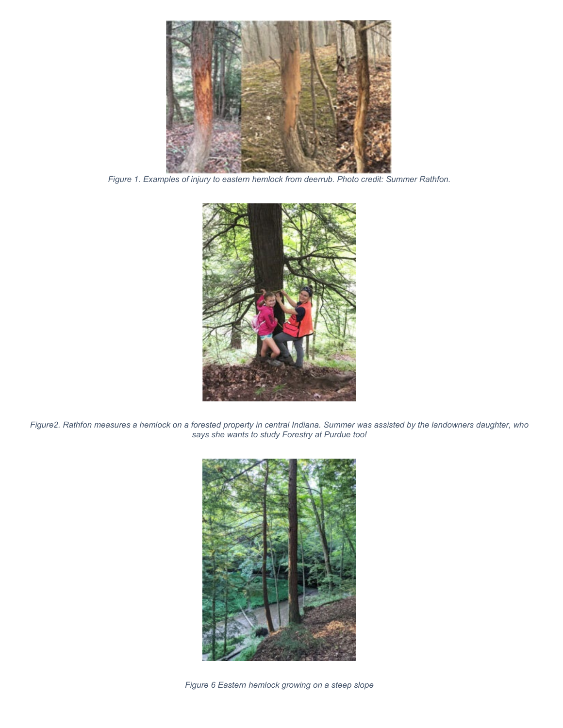*Figure 1. Examples of injury to eastern hemlock from deerrub. Photo credit: Summer Rathfon.*

*Figure2. Rathfon measures a hemlock on a forested property in central Indiana. Summer was assisted by the landowners daughter, who says she wants to study Forestry at Purdue too!*

*Figure 6 Eastern hemlock growing on a steep slope*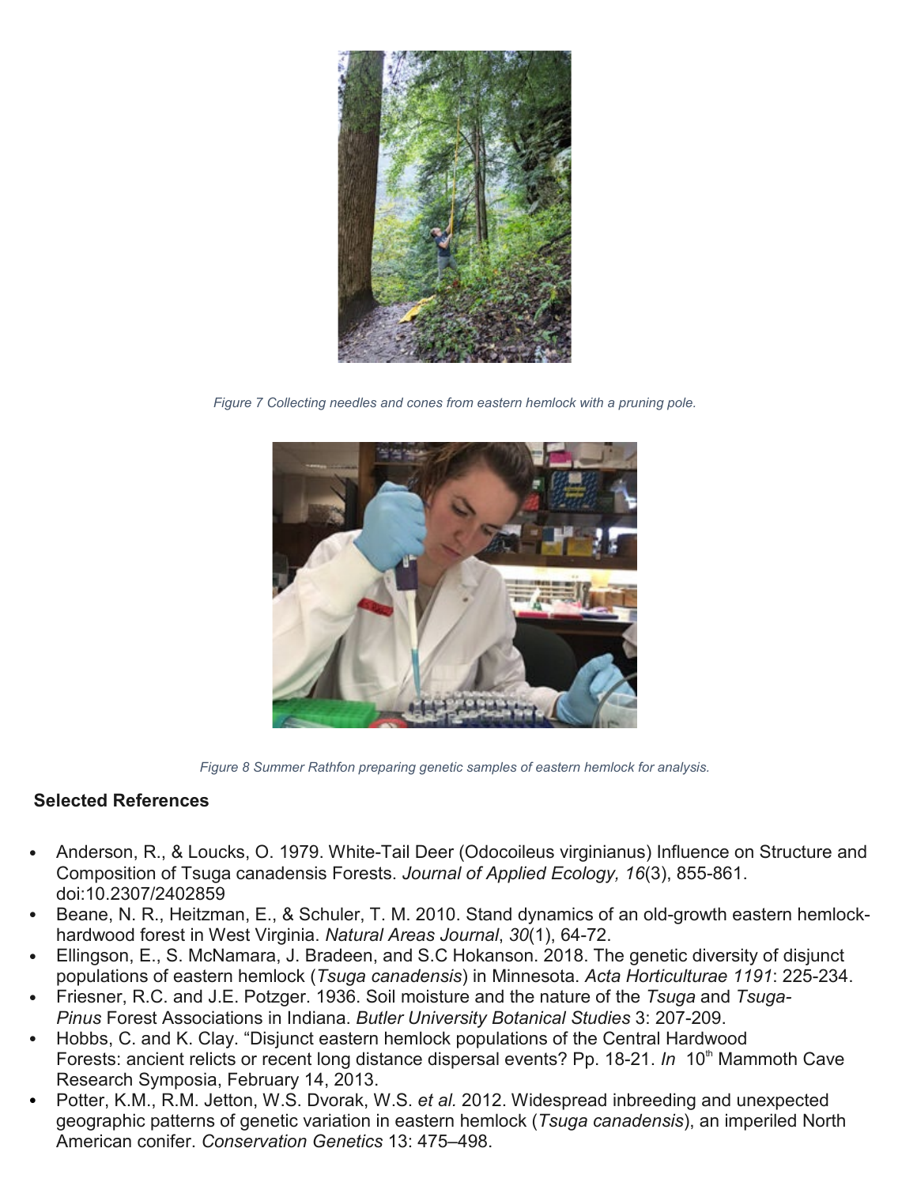*Figure 7 Collecting needles and cones from eastern hemlock with a pruning pole.*

*Figure 8 Summer Rathfon preparing genetic samples of eastern hemlock for analysis.*

### Selected References

- Anderson, R., & Loucks, O. 1979. White-Tail Deer (Odocoileus virginianus) Influence on Structure and Composition of Tsuga canadensis Forests. *Journal of Applied Ecology, 16*(3), 855-861. doi:10.2307/2402859
- Beane, N. R., Heitzman, E., & Schuler, T. M. 2010. Stand dynamics of an old-growth eastern hemlock-hardwood forest in West Virginia. *Natural Areas Journal*, *30*(1), 64-72.
- Ellingson, E., S. McNamara, J. Bradeen, and S.C Hokanson. 2018. The genetic diversity of disjunct populations of eastern hemlock (*Tsuga canadensis*) in Minnesota. *Acta Horticulturae 1191*: 225-234.
- Friesner, R.C. and J.E. Potzger. 1936. Soil moisture and the nature of the *Tsuga* and *Tsuga-Pinus* Forest Associations in Indiana. *Butler University Botanical Studies* 3: 207-209.
- Hobbs, C. and K. Clay. "Disjunct eastern hemlock populations of the Central Hardwood Forests: ancient relicts or recent long distance dispersal events? Pp. 18-21. *In* 10th Mammoth Cave Research Symposia, February 14, 2013.
- Potter, K.M., R.M. Jetton, W.S. Dvorak, W.S. *et al.* 2012. Widespread inbreeding and unexpected geographic patterns of genetic variation in eastern hemlock (*Tsuga canadensis*), an imperiled North American conifer. *Conservation Genetics* 13: 475–498.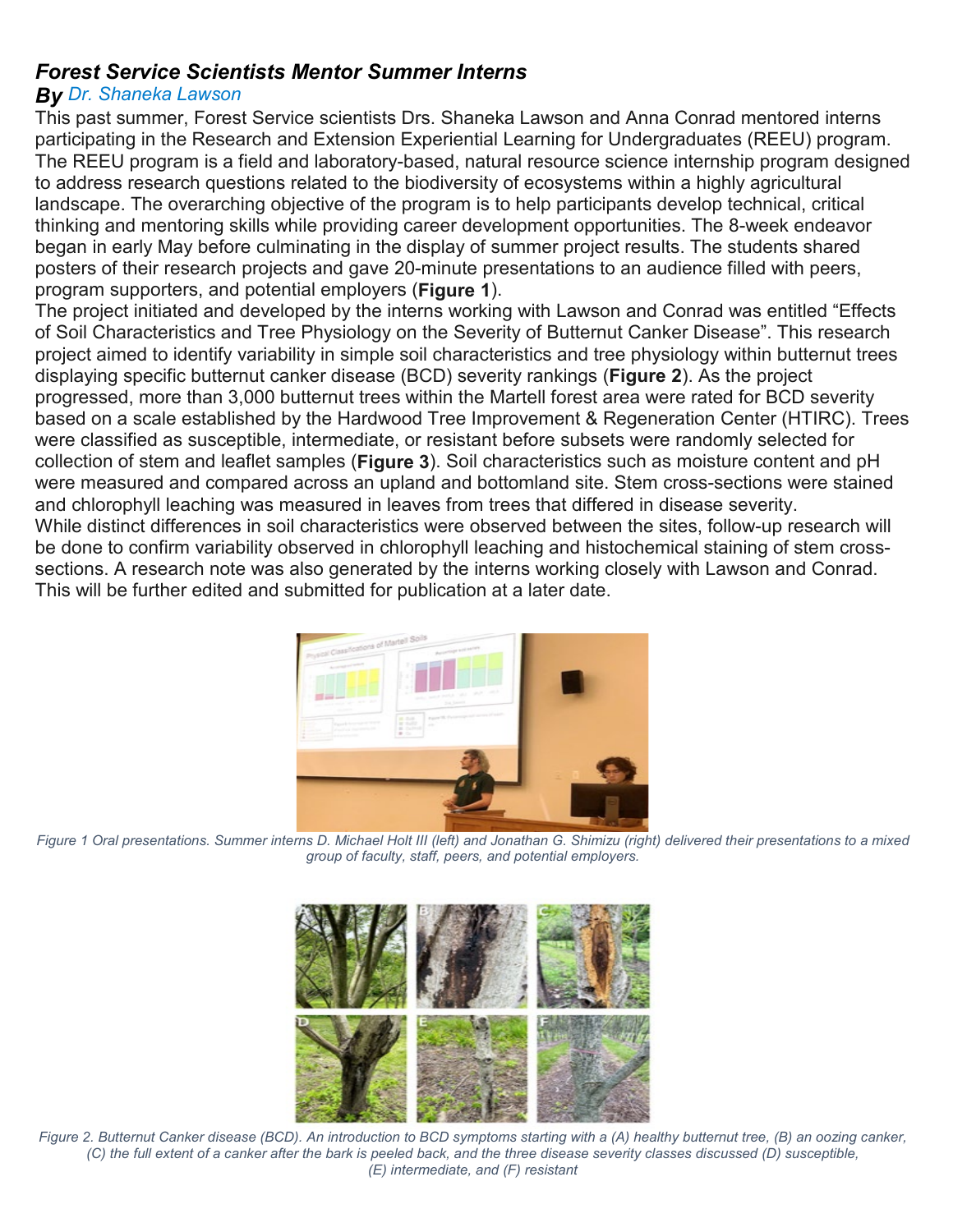# *Forest Service Scientists Mentor Summer Interns*

***By*** *Dr. Shaneka Lawson*

This past summer, Forest Service scientists Drs. Shaneka Lawson and Anna Conrad mentored interns participating in the Research and Extension Experiential Learning for Undergraduates (REEU) program. The REEU program is a field and laboratory-based, natural resource science internship program designed to address research questions related to the biodiversity of ecosystems within a highly agricultural landscape. The overarching objective of the program is to help participants develop technical, critical thinking and mentoring skills while providing career development opportunities. The 8-week endeavor began in early May before culminating in the display of summer project results. The students shared posters of their research projects and gave 20-minute presentations to an audience filled with peers, program supporters, and potential employers (**Figure 1**).

The project initiated and developed by the interns working with Lawson and Conrad was entitled "Effects of Soil Characteristics and Tree Physiology on the Severity of Butternut Canker Disease". This research project aimed to identify variability in simple soil characteristics and tree physiology within butternut trees displaying specific butternut canker disease (BCD) severity rankings (**Figure 2**). As the project progressed, more than 3,000 butternut trees within the Martell forest area were rated for BCD severity based on a scale established by the Hardwood Tree Improvement & Regeneration Center (HTIRC). Trees were classified as susceptible, intermediate, or resistant before subsets were randomly selected for collection of stem and leaflet samples (**Figure 3**). Soil characteristics such as moisture content and pH were measured and compared across an upland and bottomland site. Stem cross-sections were stained and chlorophyll leaching was measured in leaves from trees that differed in disease severity.

While distinct differences in soil characteristics were observed between the sites, follow-up research will be done to confirm variability observed in chlorophyll leaching and histochemical staining of stem cross-sections. A research note was also generated by the interns working closely with Lawson and Conrad. This will be further edited and submitted for publication at a later date.

*Figure 1 Oral presentations. Summer interns D. Michael Holt III (left) and Jonathan G. Shimizu (right) delivered their presentations to a mixed group of faculty, staff, peers, and potential employers.*

*Figure 2. Butternut Canker disease (BCD). An introduction to BCD symptoms starting with a (A) healthy butternut tree, (B) an oozing canker, (C) the full extent of a canker after the bark is peeled back, and the three disease severity classes discussed (D) susceptible, (E) intermediate, and (F) resistant*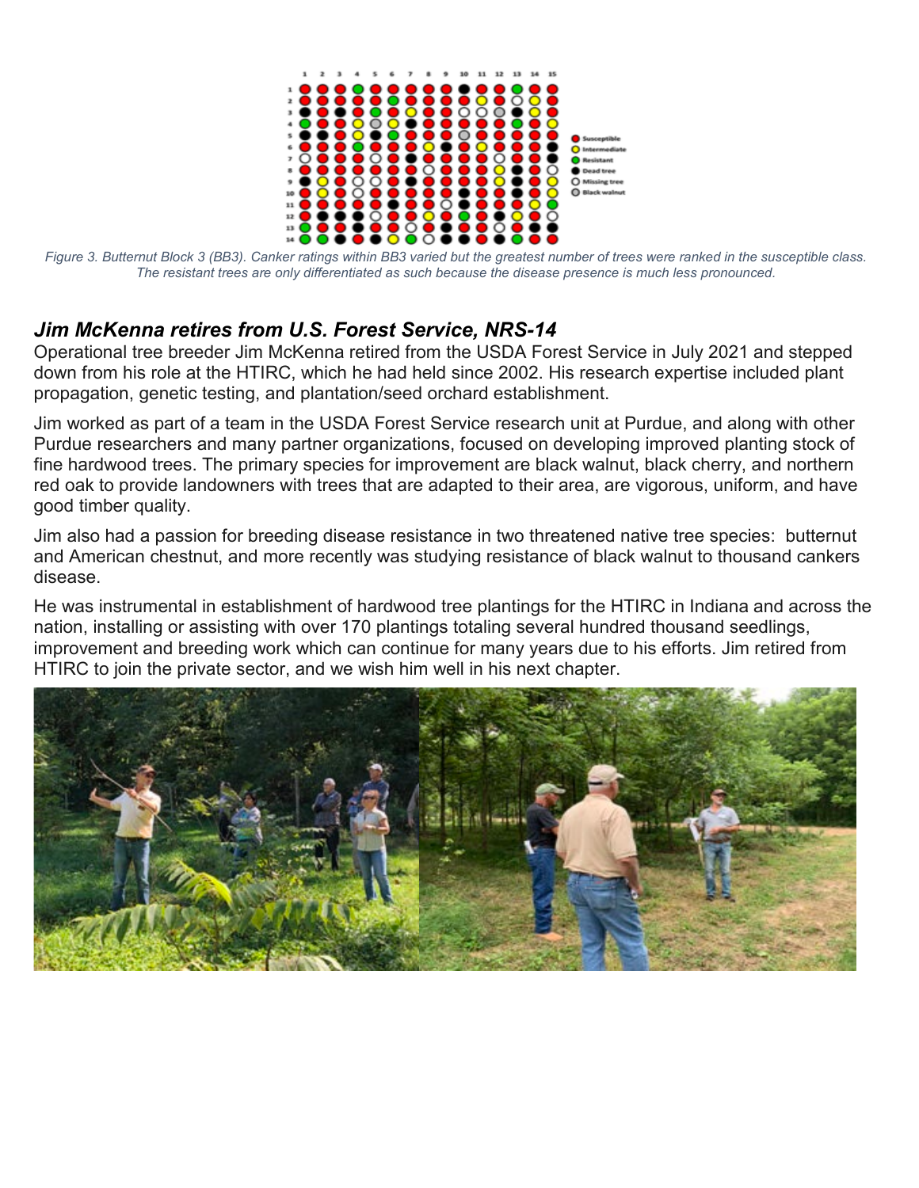*Figure 3. Butternut Block 3 (BB3). Canker ratings within BB3 varied but the greatest number of trees were ranked in the susceptible class. The resistant trees are only differentiated as such because the disease presence is much less pronounced.*

## *Jim McKenna retires from U.S. Forest Service, NRS-14*

Operational tree breeder Jim McKenna retired from the USDA Forest Service in July 2021 and stepped down from his role at the HTIRC, which he had held since 2002. His research expertise included plant propagation, genetic testing, and plantation/seed orchard establishment.

Jim worked as part of a team in the USDA Forest Service research unit at Purdue, and along with other Purdue researchers and many partner organizations, focused on developing improved planting stock of fine hardwood trees. The primary species for improvement are black walnut, black cherry, and northern red oak to provide landowners with trees that are adapted to their area, are vigorous, uniform, and have good timber quality.

Jim also had a passion for breeding disease resistance in two threatened native tree species: butternut and American chestnut, and more recently was studying resistance of black walnut to thousand cankers disease.

He was instrumental in establishment of hardwood tree plantings for the HTIRC in Indiana and across the nation, installing or assisting with over 170 plantings totaling several hundred thousand seedlings, improvement and breeding work which can continue for many years due to his efforts. Jim retired from HTIRC to join the private sector, and we wish him well in his next chapter.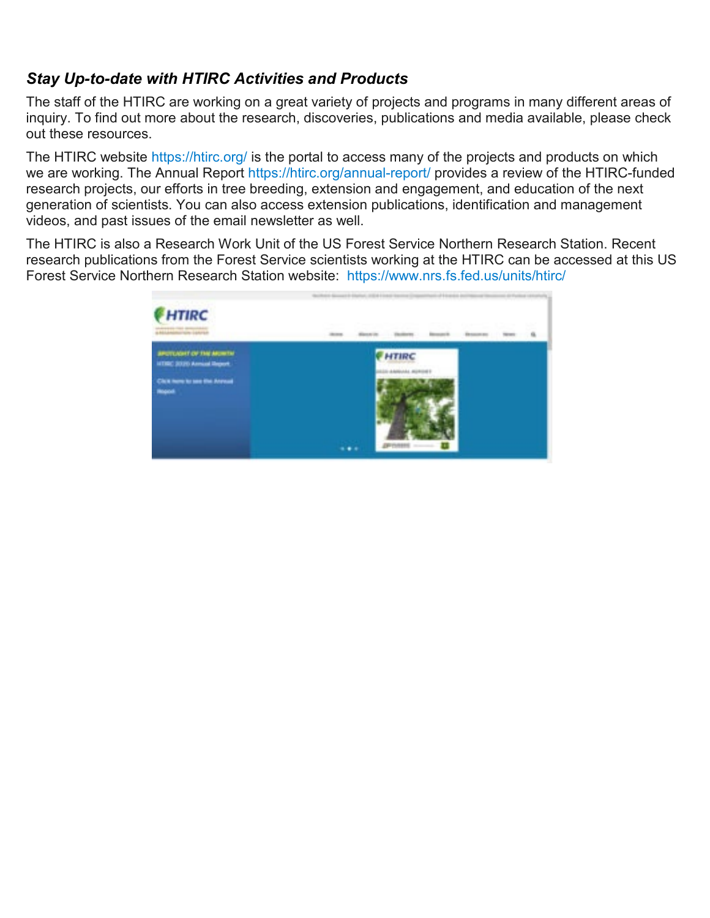### *Stay Up-to-date with HTIRC Activities and Products*

The staff of the HTIRC are working on a great variety of projects and programs in many different areas of inquiry. To find out more about the research, discoveries, publications and media available, please check out these resources.

The HTIRC website https://htirc.org/ is the portal to access many of the projects and products on which we are working. The Annual Report https://htirc.org/annual-report/ provides a review of the HTIRC-funded research projects, our efforts in tree breeding, extension and engagement, and education of the next generation of scientists. You can also access extension publications, identification and management videos, and past issues of the email newsletter as well.

The HTIRC is also a Research Work Unit of the US Forest Service Northern Research Station. Recent research publications from the Forest Service scientists working at the HTIRC can be accessed at this US Forest Service Northern Research Station website: https://www.nrs.fs.fed.us/units/htirc/